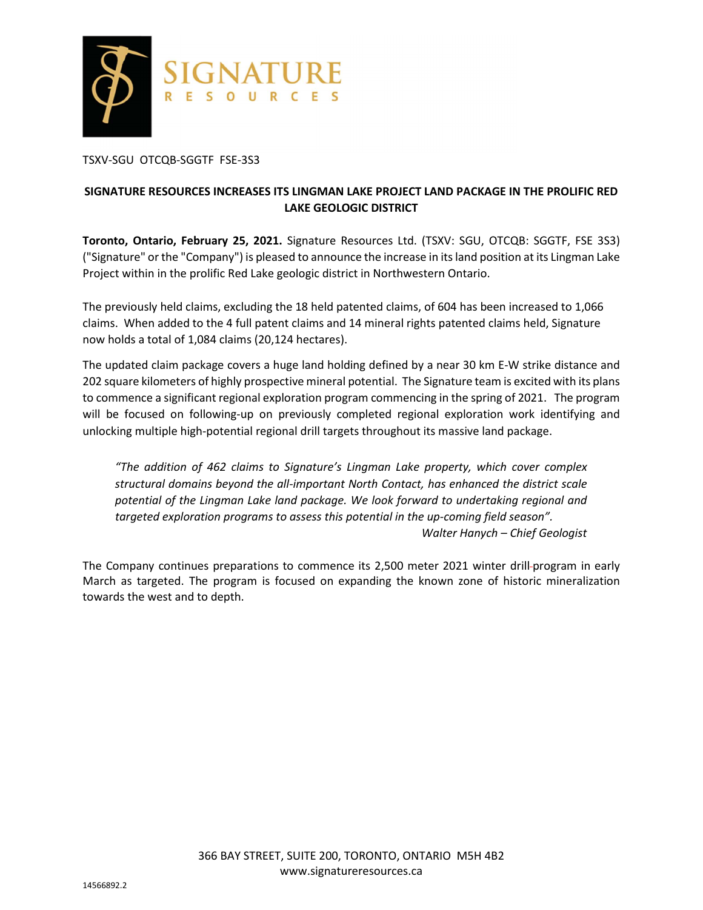TSXV-SGU OTCQB-SGGTF FSE-3S3

## SIGNATURE RESOURCES INCREASES ITS LINGMAN LAKE PROJECT LAND PACKAGE IN THE PROLIFIC RED LAKE GEOLOGIC DISTRICT

**Toronto, Ontario, February 25, 2021.** Signature Resources Ltd. (TSXV: SGU, OTCQB: SGGTF, FSE 3S3) ("Signature" or the "Company") is pleased to announce the increase in its land position at its Lingman Lake Project within in the prolific Red Lake geologic district in Northwestern Ontario.

The previously held claims, excluding the 18 held patented claims, of 604 has been increased to 1,066 claims. When added to the 4 full patent claims and 14 mineral rights patented claims held, Signature now holds a total of 1,084 claims (20,124 hectares).

The updated claim package covers a huge land holding defined by a near 30 km E-W strike distance and 202 square kilometers of highly prospective mineral potential. The Signature team is excited with its plans to commence a significant regional exploration program commencing in the spring of 2021. The program will be focused on following-up on previously completed regional exploration work identifying and unlocking multiple high-potential regional drill targets throughout its massive land package.

> *"The addition of 462 claims to Signature's Lingman Lake property, which cover complex structural domains beyond the all-important North Contact, has enhanced the district scale potential of the Lingman Lake land package. We look forward to undertaking regional and targeted exploration programs to assess this potential in the up-coming field season".*
>
> *Walter Hanych – Chief Geologist*

The Company continues preparations to commence its 2,500 meter 2021 winter drill program in early March as targeted. The program is focused on expanding the known zone of historic mineralization towards the west and to depth.

366 BAY STREET, SUITE 200, TORONTO, ONTARIO M5H 4B2
www.signatureresources.ca

14566892.2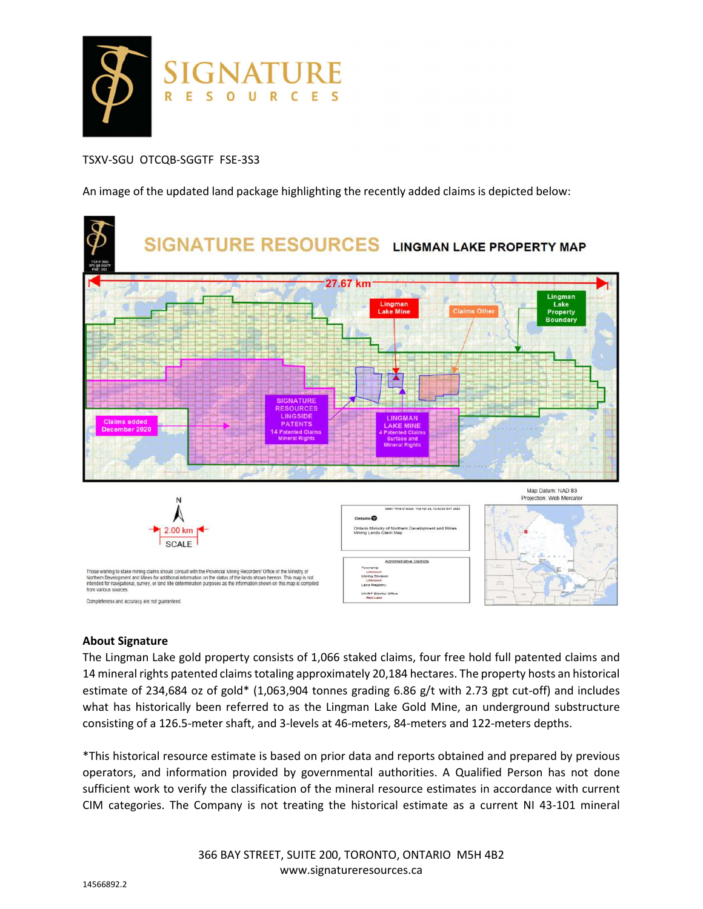TSXV-SGU OTCQB-SGGTF FSE-3S3

An image of the updated land package highlighting the recently added claims is depicted below:

**SIGNATURE RESOURCES** LINGMAN LAKE PROPERTY MAP

27.67 km

Lingman Lake Mine

Claims Other

Lingman Lake Property Boundary

Claims added December 2020

SIGNATURE RESOURCES LINGSIDE PATENTS 14 Patented Claims Mineral Rights

LINGMAN LAKE MINE 4 Patented Claims Surface and Mineral Rights

N

2.00 km SCALE

Map Datum: NAD 83
Projection: Web Mercator

Ontario Ministry of Northern Development and Mines Mining Lands Claim Map

Those wishing to stake mining claims should consult with the Provincial Mining Recorders' Office of the Ministry of Northern Development and Mines for additional information on the status of the lands shown hereon. This map is not intended for navigational, survey, or land title determination purposes as the information shown on this map is compiled from various sources.

Completeness and accuracy are not guaranteed.

## About Signature

The Lingman Lake gold property consists of 1,066 staked claims, four free hold full patented claims and 14 mineral rights patented claims totaling approximately 20,184 hectares. The property hosts an historical estimate of 234,684 oz of gold* (1,063,904 tonnes grading 6.86 g/t with 2.73 gpt cut-off) and includes what has historically been referred to as the Lingman Lake Gold Mine, an underground substructure consisting of a 126.5-meter shaft, and 3-levels at 46-meters, 84-meters and 122-meters depths.

*This historical resource estimate is based on prior data and reports obtained and prepared by previous operators, and information provided by governmental authorities. A Qualified Person has not done sufficient work to verify the classification of the mineral resource estimates in accordance with current CIM categories. The Company is not treating the historical estimate as a current NI 43-101 mineral

366 BAY STREET, SUITE 200, TORONTO, ONTARIO M5H 4B2
www.signatureresources.ca

14566892.2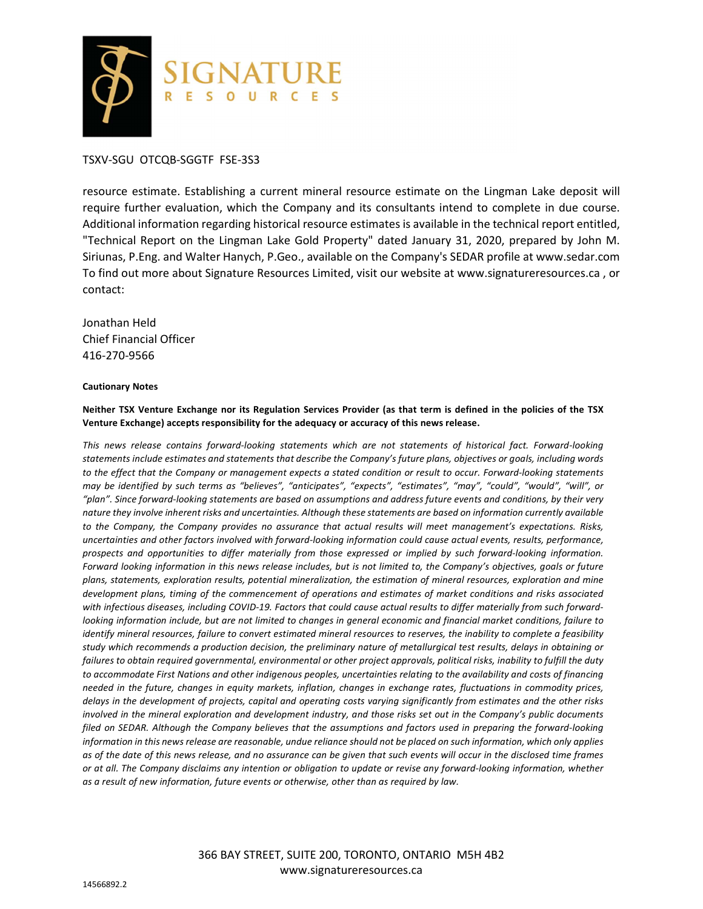TSXV-SGU OTCQB-SGGTF FSE-3S3

resource estimate. Establishing a current mineral resource estimate on the Lingman Lake deposit will require further evaluation, which the Company and its consultants intend to complete in due course. Additional information regarding historical resource estimates is available in the technical report entitled, "Technical Report on the Lingman Lake Gold Property" dated January 31, 2020, prepared by John M. Siriunas, P.Eng. and Walter Hanych, P.Geo., available on the Company's SEDAR profile at www.sedar.com To find out more about Signature Resources Limited, visit our website at www.signatureresources.ca , or contact:

Jonathan Held
Chief Financial Officer
416-270-9566

**Cautionary Notes**

**Neither TSX Venture Exchange nor its Regulation Services Provider (as that term is defined in the policies of the TSX Venture Exchange) accepts responsibility for the adequacy or accuracy of this news release.**

*This news release contains forward-looking statements which are not statements of historical fact. Forward-looking statements include estimates and statements that describe the Company's future plans, objectives or goals, including words to the effect that the Company or management expects a stated condition or result to occur. Forward-looking statements may be identified by such terms as "believes", "anticipates", "expects", "estimates", "may", "could", "would", "will", or "plan". Since forward-looking statements are based on assumptions and address future events and conditions, by their very nature they involve inherent risks and uncertainties. Although these statements are based on information currently available to the Company, the Company provides no assurance that actual results will meet management's expectations. Risks, uncertainties and other factors involved with forward-looking information could cause actual events, results, performance, prospects and opportunities to differ materially from those expressed or implied by such forward-looking information. Forward looking information in this news release includes, but is not limited to, the Company's objectives, goals or future plans, statements, exploration results, potential mineralization, the estimation of mineral resources, exploration and mine development plans, timing of the commencement of operations and estimates of market conditions and risks associated with infectious diseases, including COVID-19. Factors that could cause actual results to differ materially from such forward-looking information include, but are not limited to changes in general economic and financial market conditions, failure to identify mineral resources, failure to convert estimated mineral resources to reserves, the inability to complete a feasibility study which recommends a production decision, the preliminary nature of metallurgical test results, delays in obtaining or failures to obtain required governmental, environmental or other project approvals, political risks, inability to fulfill the duty to accommodate First Nations and other indigenous peoples, uncertainties relating to the availability and costs of financing needed in the future, changes in equity markets, inflation, changes in exchange rates, fluctuations in commodity prices, delays in the development of projects, capital and operating costs varying significantly from estimates and the other risks involved in the mineral exploration and development industry, and those risks set out in the Company's public documents filed on SEDAR. Although the Company believes that the assumptions and factors used in preparing the forward-looking information in this news release are reasonable, undue reliance should not be placed on such information, which only applies as of the date of this news release, and no assurance can be given that such events will occur in the disclosed time frames or at all. The Company disclaims any intention or obligation to update or revise any forward-looking information, whether as a result of new information, future events or otherwise, other than as required by law.*

366 BAY STREET, SUITE 200, TORONTO, ONTARIO M5H 4B2
www.signatureresources.ca

14566892.2